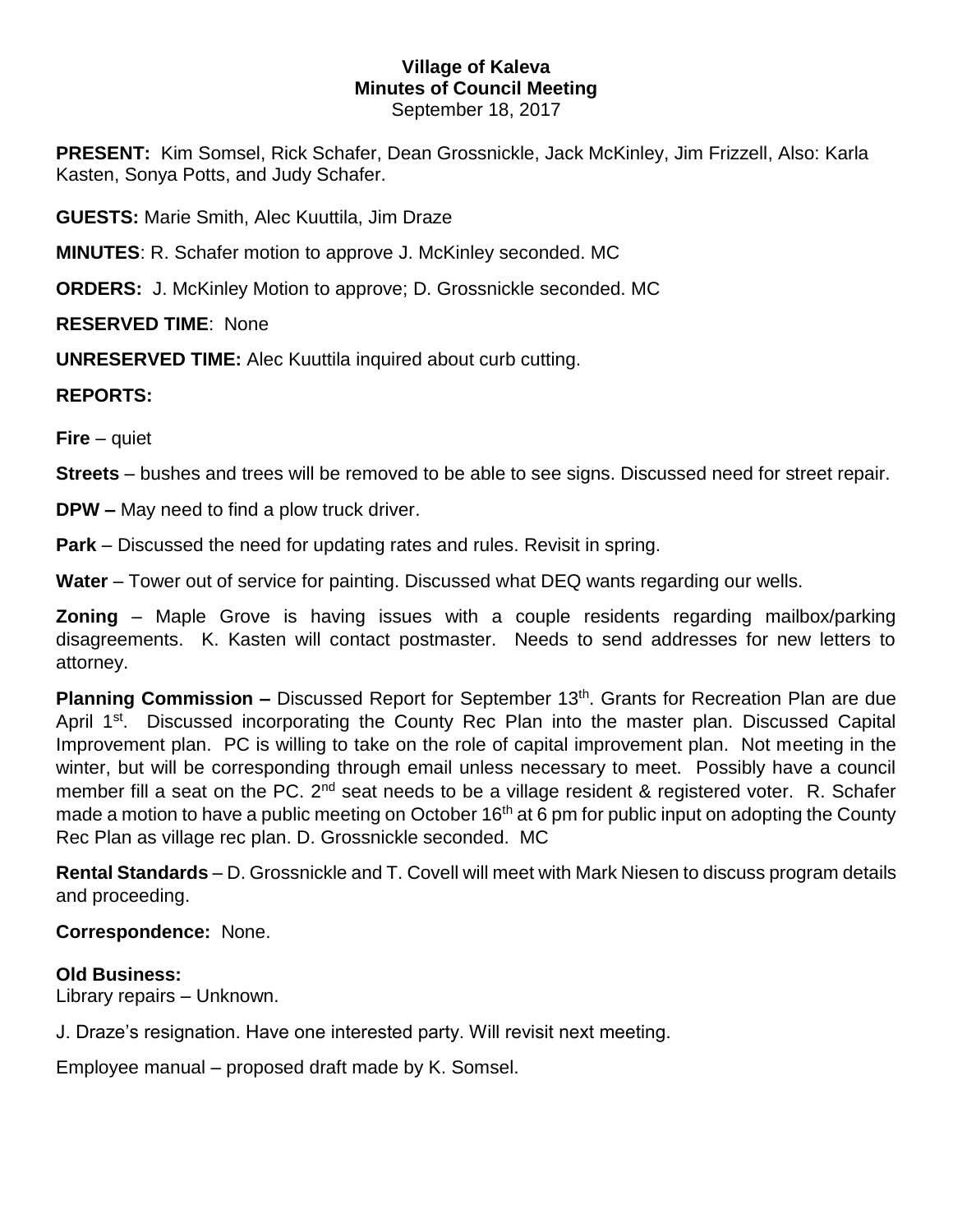**Village of Kaleva**
**Minutes of Council Meeting**
September 18, 2017

**PRESENT:** Kim Somsel, Rick Schafer, Dean Grossnickle, Jack McKinley, Jim Frizzell, Also: Karla Kasten, Sonya Potts, and Judy Schafer.

**GUESTS:** Marie Smith, Alec Kuuttila, Jim Draze

**MINUTES**: R. Schafer motion to approve J. McKinley seconded. MC

**ORDERS:** J. McKinley Motion to approve; D. Grossnickle seconded. MC

**RESERVED TIME**: None

**UNRESERVED TIME:** Alec Kuuttila inquired about curb cutting.

**REPORTS:**

**Fire** – quiet

**Streets** – bushes and trees will be removed to be able to see signs. Discussed need for street repair.

**DPW –** May need to find a plow truck driver.

**Park** – Discussed the need for updating rates and rules. Revisit in spring.

**Water** – Tower out of service for painting. Discussed what DEQ wants regarding our wells.

**Zoning** – Maple Grove is having issues with a couple residents regarding mailbox/parking disagreements. K. Kasten will contact postmaster. Needs to send addresses for new letters to attorney.

**Planning Commission –** Discussed Report for September 13th. Grants for Recreation Plan are due April 1st. Discussed incorporating the County Rec Plan into the master plan. Discussed Capital Improvement plan. PC is willing to take on the role of capital improvement plan. Not meeting in the winter, but will be corresponding through email unless necessary to meet. Possibly have a council member fill a seat on the PC. 2nd seat needs to be a village resident & registered voter. R. Schafer made a motion to have a public meeting on October 16th at 6 pm for public input on adopting the County Rec Plan as village rec plan. D. Grossnickle seconded. MC

**Rental Standards** – D. Grossnickle and T. Covell will meet with Mark Niesen to discuss program details and proceeding.

**Correspondence:** None.

**Old Business:**
Library repairs – Unknown.

J. Draze's resignation. Have one interested party. Will revisit next meeting.

Employee manual – proposed draft made by K. Somsel.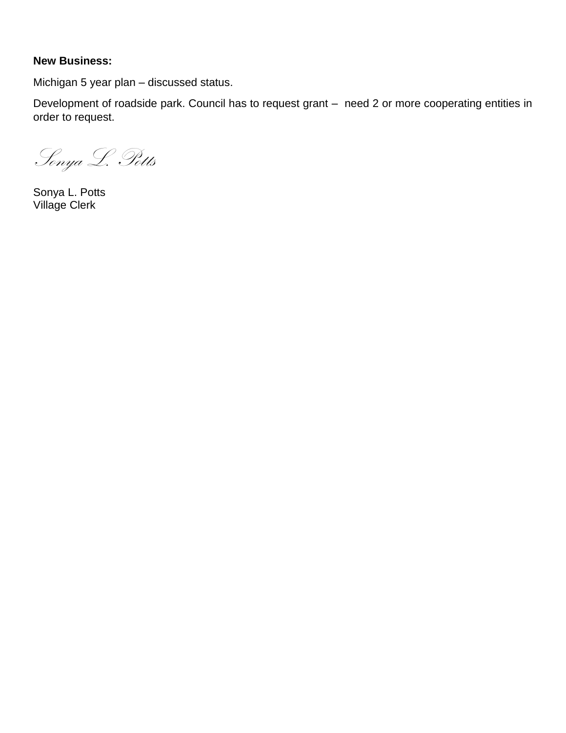**New Business:**

Michigan 5 year plan – discussed status.

Development of roadside park. Council has to request grant – need 2 or more cooperating entities in order to request.

*Sonya L. Potts*

Sonya L. Potts
Village Clerk